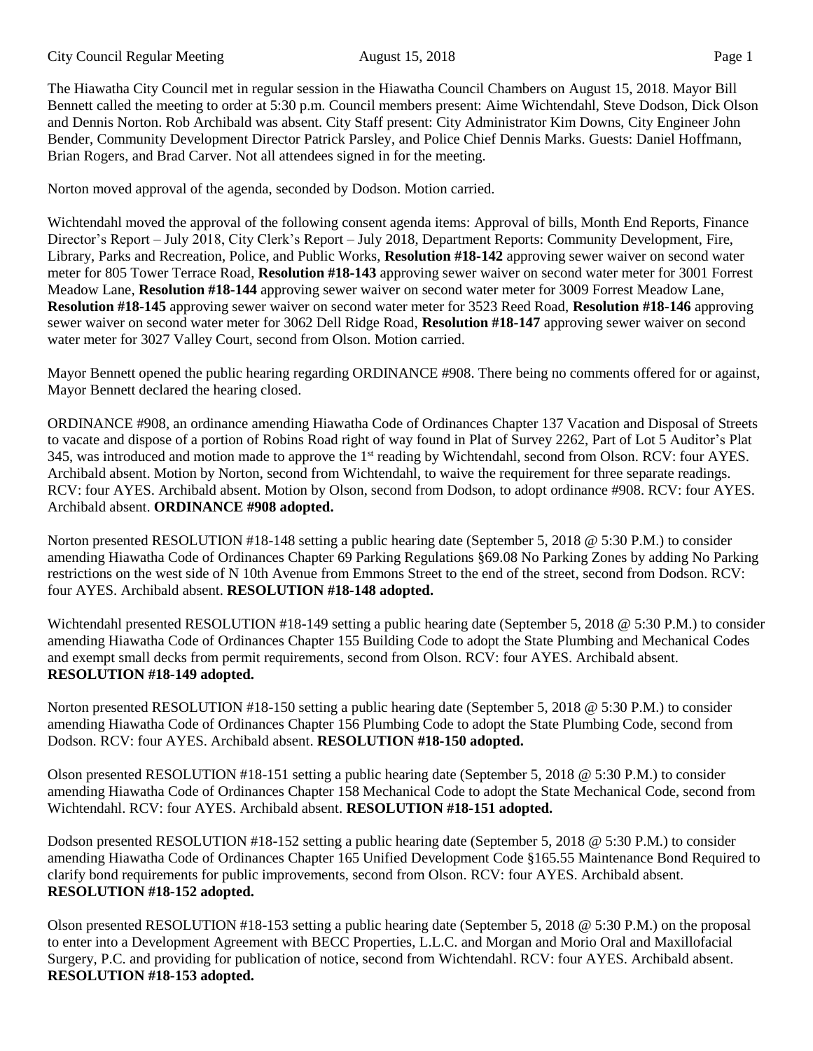The Hiawatha City Council met in regular session in the Hiawatha Council Chambers on August 15, 2018. Mayor Bill Bennett called the meeting to order at 5:30 p.m. Council members present: Aime Wichtendahl, Steve Dodson, Dick Olson and Dennis Norton. Rob Archibald was absent. City Staff present: City Administrator Kim Downs, City Engineer John Bender, Community Development Director Patrick Parsley, and Police Chief Dennis Marks. Guests: Daniel Hoffmann, Brian Rogers, and Brad Carver. Not all attendees signed in for the meeting.

Norton moved approval of the agenda, seconded by Dodson. Motion carried.

Wichtendahl moved the approval of the following consent agenda items: Approval of bills, Month End Reports, Finance Director's Report – July 2018, City Clerk's Report – July 2018, Department Reports: Community Development, Fire, Library, Parks and Recreation, Police, and Public Works, **Resolution #18-142** approving sewer waiver on second water meter for 805 Tower Terrace Road, **Resolution #18-143** approving sewer waiver on second water meter for 3001 Forrest Meadow Lane, **Resolution #18-144** approving sewer waiver on second water meter for 3009 Forrest Meadow Lane, **Resolution #18-145** approving sewer waiver on second water meter for 3523 Reed Road, **Resolution #18-146** approving sewer waiver on second water meter for 3062 Dell Ridge Road, **Resolution #18-147** approving sewer waiver on second water meter for 3027 Valley Court, second from Olson. Motion carried.

Mayor Bennett opened the public hearing regarding ORDINANCE #908. There being no comments offered for or against, Mayor Bennett declared the hearing closed.

ORDINANCE #908, an ordinance amending Hiawatha Code of Ordinances Chapter 137 Vacation and Disposal of Streets to vacate and dispose of a portion of Robins Road right of way found in Plat of Survey 2262, Part of Lot 5 Auditor's Plat 345, was introduced and motion made to approve the 1st reading by Wichtendahl, second from Olson. RCV: four AYES. Archibald absent. Motion by Norton, second from Wichtendahl, to waive the requirement for three separate readings. RCV: four AYES. Archibald absent. Motion by Olson, second from Dodson, to adopt ordinance #908. RCV: four AYES. Archibald absent. **ORDINANCE #908 adopted.**

Norton presented RESOLUTION #18-148 setting a public hearing date (September 5, 2018 @ 5:30 P.M.) to consider amending Hiawatha Code of Ordinances Chapter 69 Parking Regulations §69.08 No Parking Zones by adding No Parking restrictions on the west side of N 10th Avenue from Emmons Street to the end of the street, second from Dodson. RCV: four AYES. Archibald absent. **RESOLUTION #18-148 adopted.**

Wichtendahl presented RESOLUTION #18-149 setting a public hearing date (September 5, 2018 @ 5:30 P.M.) to consider amending Hiawatha Code of Ordinances Chapter 155 Building Code to adopt the State Plumbing and Mechanical Codes and exempt small decks from permit requirements, second from Olson. RCV: four AYES. Archibald absent. **RESOLUTION #18-149 adopted.**

Norton presented RESOLUTION #18-150 setting a public hearing date (September 5, 2018 @ 5:30 P.M.) to consider amending Hiawatha Code of Ordinances Chapter 156 Plumbing Code to adopt the State Plumbing Code, second from Dodson. RCV: four AYES. Archibald absent. **RESOLUTION #18-150 adopted.**

Olson presented RESOLUTION #18-151 setting a public hearing date (September 5, 2018 @ 5:30 P.M.) to consider amending Hiawatha Code of Ordinances Chapter 158 Mechanical Code to adopt the State Mechanical Code, second from Wichtendahl. RCV: four AYES. Archibald absent. **RESOLUTION #18-151 adopted.**

Dodson presented RESOLUTION #18-152 setting a public hearing date (September 5, 2018 @ 5:30 P.M.) to consider amending Hiawatha Code of Ordinances Chapter 165 Unified Development Code §165.55 Maintenance Bond Required to clarify bond requirements for public improvements, second from Olson. RCV: four AYES. Archibald absent. **RESOLUTION #18-152 adopted.**

Olson presented RESOLUTION #18-153 setting a public hearing date (September 5, 2018 @ 5:30 P.M.) on the proposal to enter into a Development Agreement with BECC Properties, L.L.C. and Morgan and Morio Oral and Maxillofacial Surgery, P.C. and providing for publication of notice, second from Wichtendahl. RCV: four AYES. Archibald absent. **RESOLUTION #18-153 adopted.**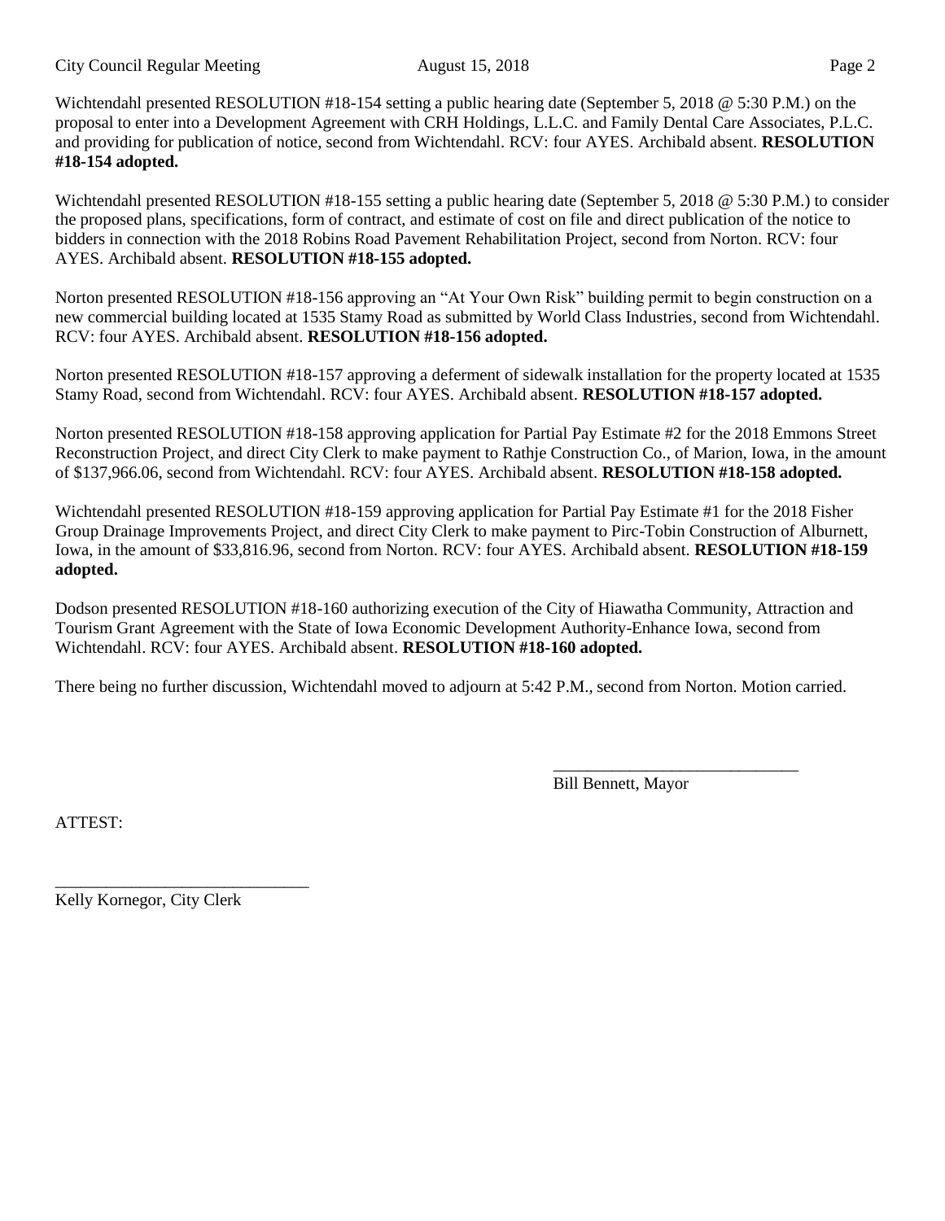Wichtendahl presented RESOLUTION #18-154 setting a public hearing date (September 5, 2018 @ 5:30 P.M.) on the proposal to enter into a Development Agreement with CRH Holdings, L.L.C. and Family Dental Care Associates, P.L.C. and providing for publication of notice, second from Wichtendahl. RCV: four AYES. Archibald absent. **RESOLUTION #18-154 adopted.**

Wichtendahl presented RESOLUTION #18-155 setting a public hearing date (September 5, 2018 @ 5:30 P.M.) to consider the proposed plans, specifications, form of contract, and estimate of cost on file and direct publication of the notice to bidders in connection with the 2018 Robins Road Pavement Rehabilitation Project, second from Norton. RCV: four AYES. Archibald absent. **RESOLUTION #18-155 adopted.**

Norton presented RESOLUTION #18-156 approving an "At Your Own Risk" building permit to begin construction on a new commercial building located at 1535 Stamy Road as submitted by World Class Industries, second from Wichtendahl. RCV: four AYES. Archibald absent. **RESOLUTION #18-156 adopted.**

Norton presented RESOLUTION #18-157 approving a deferment of sidewalk installation for the property located at 1535 Stamy Road, second from Wichtendahl. RCV: four AYES. Archibald absent. **RESOLUTION #18-157 adopted.**

Norton presented RESOLUTION #18-158 approving application for Partial Pay Estimate #2 for the 2018 Emmons Street Reconstruction Project, and direct City Clerk to make payment to Rathje Construction Co., of Marion, Iowa, in the amount of $137,966.06, second from Wichtendahl. RCV: four AYES. Archibald absent. **RESOLUTION #18-158 adopted.**

Wichtendahl presented RESOLUTION #18-159 approving application for Partial Pay Estimate #1 for the 2018 Fisher Group Drainage Improvements Project, and direct City Clerk to make payment to Pirc-Tobin Construction of Alburnett, Iowa, in the amount of $33,816.96, second from Norton. RCV: four AYES. Archibald absent. **RESOLUTION #18-159 adopted.**

Dodson presented RESOLUTION #18-160 authorizing execution of the City of Hiawatha Community, Attraction and Tourism Grant Agreement with the State of Iowa Economic Development Authority-Enhance Iowa, second from Wichtendahl. RCV: four AYES. Archibald absent. **RESOLUTION #18-160 adopted.**

There being no further discussion, Wichtendahl moved to adjourn at 5:42 P.M., second from Norton. Motion carried.

\_\_\_\_\_\_\_\_\_\_\_\_\_\_\_\_\_\_\_\_\_\_\_\_\_\_\_\_\_\_
Bill Bennett, Mayor

ATTEST:

\_\_\_\_\_\_\_\_\_\_\_\_\_\_\_\_\_\_\_\_\_\_\_\_\_\_\_\_\_\_
Kelly Kornegor, City Clerk